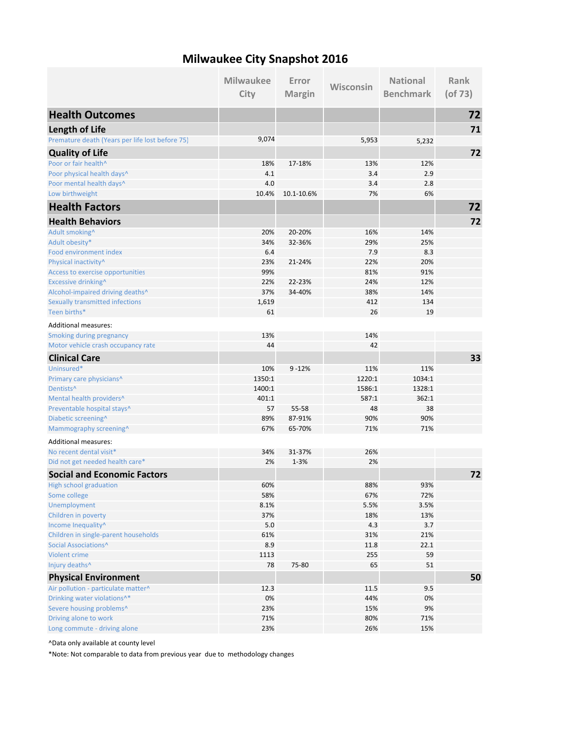# Milwaukee City Snapshot 2016

| | Milwaukee City | Error Margin | Wisconsin | National Benchmark | Rank (of 73) |
|---|---|---|---|---|---|
| **Health Outcomes** | | | | | **72** |
| **Length of Life** | | | | | **71** |
| Premature death (Years per life lost before 75) | 9,074 | | 5,953 | 5,232 | |
| **Quality of Life** | | | | | **72** |
| Poor or fair health^ | 18% | 17-18% | 13% | 12% | |
| Poor physical health days^ | 4.1 | | 3.4 | 2.9 | |
| Poor mental health days^ | 4.0 | | 3.4 | 2.8 | |
| Low birthweight | 10.4% | 10.1-10.6% | 7% | 6% | |
| **Health Factors** | | | | | **72** |
| **Health Behaviors** | | | | | **72** |
| Adult smoking^ | 20% | 20-20% | 16% | 14% | |
| Adult obesity* | 34% | 32-36% | 29% | 25% | |
| Food environment index | 6.4 | | 7.9 | 8.3 | |
| Physical inactivity^ | 23% | 21-24% | 22% | 20% | |
| Access to exercise opportunities | 99% | | 81% | 91% | |
| Excessive drinking^ | 22% | 22-23% | 24% | 12% | |
| Alcohol-impaired driving deaths^ | 37% | 34-40% | 38% | 14% | |
| Sexually transmitted infections | 1,619 | | 412 | 134 | |
| Teen births* | 61 | | 26 | 19 | |
| Additional measures: | | | | | |
| Smoking during pregnancy | 13% | | 14% | | |
| Motor vehicle crash occupancy rate | 44 | | 42 | | |
| **Clinical Care** | | | | | **33** |
| Uninsured* | 10% | 9 -12% | 11% | 11% | |
| Primary care physicians^ | 1350:1 | | 1220:1 | 1034:1 | |
| Dentists^ | 1400:1 | | 1586:1 | 1328:1 | |
| Mental health providers^ | 401:1 | | 587:1 | 362:1 | |
| Preventable hospital stays^ | 57 | 55-58 | 48 | 38 | |
| Diabetic screening^ | 89% | 87-91% | 90% | 90% | |
| Mammography screening^ | 67% | 65-70% | 71% | 71% | |
| Additional measures: | | | | | |
| No recent dental visit* | 34% | 31-37% | 26% | | |
| Did not get needed health care* | 2% | 1-3% | 2% | | |
| **Social and Economic Factors** | | | | | **72** |
| High school graduation | 60% | | 88% | 93% | |
| Some college | 58% | | 67% | 72% | |
| Unemployment | 8.1% | | 5.5% | 3.5% | |
| Children in poverty | 37% | | 18% | 13% | |
| Income Inequality^ | 5.0 | | 4.3 | 3.7 | |
| Children in single-parent households | 61% | | 31% | 21% | |
| Social Associations^ | 8.9 | | 11.8 | 22.1 | |
| Violent crime | 1113 | | 255 | 59 | |
| Injury deaths^ | 78 | 75-80 | 65 | 51 | |
| **Physical Environment** | | | | | **50** |
| Air pollution - particulate matter^ | 12.3 | | 11.5 | 9.5 | |
| Drinking water violations^* | 0% | | 44% | 0% | |
| Severe housing problems^ | 23% | | 15% | 9% | |
| Driving alone to work | 71% | | 80% | 71% | |
| Long commute - driving alone | 23% | | 26% | 15% | |

^Data only available at county level

*Note: Not comparable to data from previous year due to methodology changes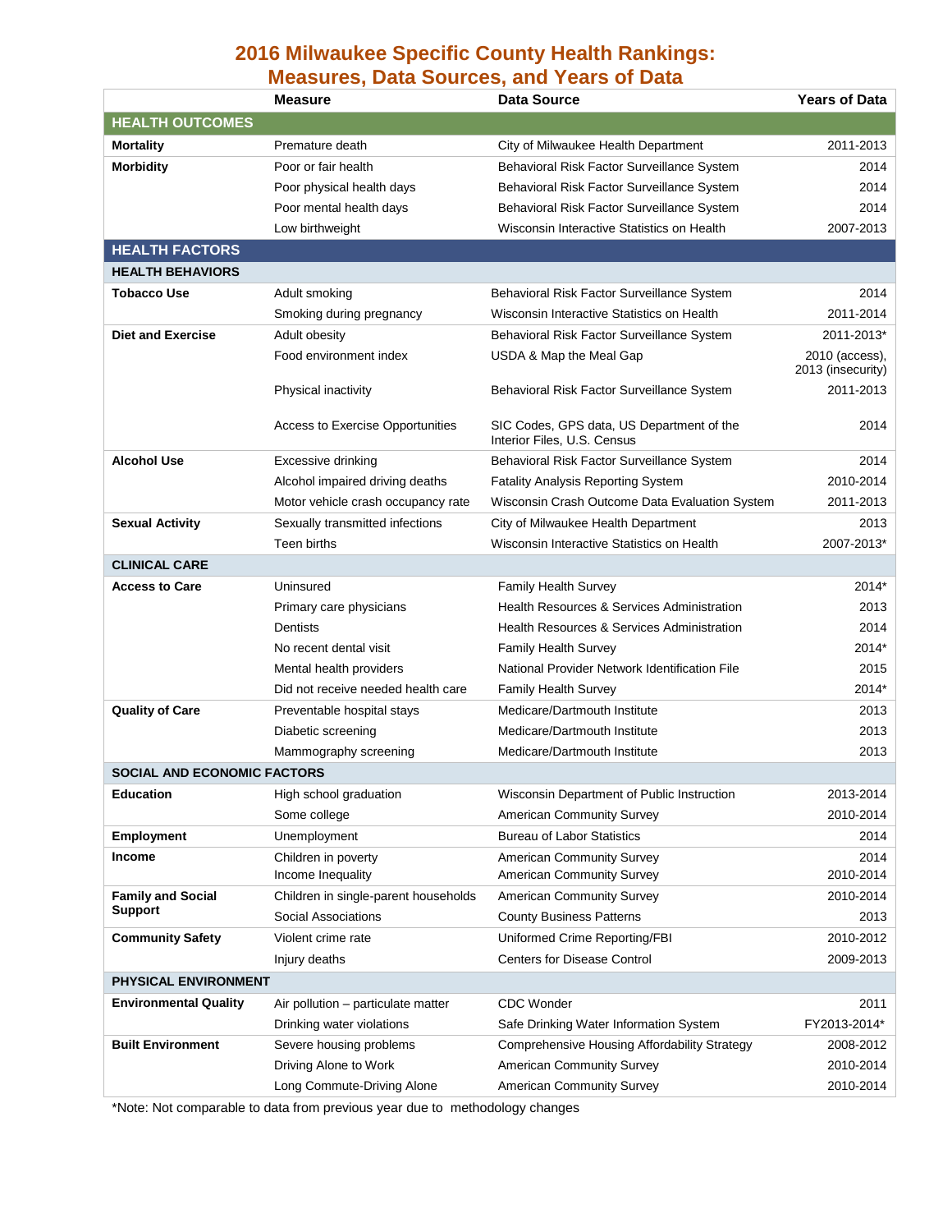# 2016 Milwaukee Specific County Health Rankings: Measures, Data Sources, and Years of Data

| | Measure | Data Source | Years of Data |
|---|---|---|---|
| **HEALTH OUTCOMES** | | | |
| **Mortality** | Premature death | City of Milwaukee Health Department | 2011-2013 |
| **Morbidity** | Poor or fair health | Behavioral Risk Factor Surveillance System | 2014 |
| | Poor physical health days | Behavioral Risk Factor Surveillance System | 2014 |
| | Poor mental health days | Behavioral Risk Factor Surveillance System | 2014 |
| | Low birthweight | Wisconsin Interactive Statistics on Health | 2007-2013 |
| **HEALTH FACTORS** | | | |
| **HEALTH BEHAVIORS** | | | |
| **Tobacco Use** | Adult smoking | Behavioral Risk Factor Surveillance System | 2014 |
| | Smoking during pregnancy | Wisconsin Interactive Statistics on Health | 2011-2014 |
| **Diet and Exercise** | Adult obesity | Behavioral Risk Factor Surveillance System | 2011-2013* |
| | Food environment index | USDA & Map the Meal Gap | 2010 (access), 2013 (insecurity) |
| | Physical inactivity | Behavioral Risk Factor Surveillance System | 2011-2013 |
| | Access to Exercise Opportunities | SIC Codes, GPS data, US Department of the Interior Files, U.S. Census | 2014 |
| **Alcohol Use** | Excessive drinking | Behavioral Risk Factor Surveillance System | 2014 |
| | Alcohol impaired driving deaths | Fatality Analysis Reporting System | 2010-2014 |
| | Motor vehicle crash occupancy rate | Wisconsin Crash Outcome Data Evaluation System | 2011-2013 |
| **Sexual Activity** | Sexually transmitted infections | City of Milwaukee Health Department | 2013 |
| | Teen births | Wisconsin Interactive Statistics on Health | 2007-2013* |
| **CLINICAL CARE** | | | |
| **Access to Care** | Uninsured | Family Health Survey | 2014* |
| | Primary care physicians | Health Resources & Services Administration | 2013 |
| | Dentists | Health Resources & Services Administration | 2014 |
| | No recent dental visit | Family Health Survey | 2014* |
| | Mental health providers | National Provider Network Identification File | 2015 |
| | Did not receive needed health care | Family Health Survey | 2014* |
| **Quality of Care** | Preventable hospital stays | Medicare/Dartmouth Institute | 2013 |
| | Diabetic screening | Medicare/Dartmouth Institute | 2013 |
| | Mammography screening | Medicare/Dartmouth Institute | 2013 |
| **SOCIAL AND ECONOMIC FACTORS** | | | |
| **Education** | High school graduation | Wisconsin Department of Public Instruction | 2013-2014 |
| | Some college | American Community Survey | 2010-2014 |
| **Employment** | Unemployment | Bureau of Labor Statistics | 2014 |
| **Income** | Children in poverty | American Community Survey | 2014 |
| | Income Inequality | American Community Survey | 2010-2014 |
| **Family and Social Support** | Children in single-parent households | American Community Survey | 2010-2014 |
| | Social Associations | County Business Patterns | 2013 |
| **Community Safety** | Violent crime rate | Uniformed Crime Reporting/FBI | 2010-2012 |
| | Injury deaths | Centers for Disease Control | 2009-2013 |
| **PHYSICAL ENVIRONMENT** | | | |
| **Environmental Quality** | Air pollution – particulate matter | CDC Wonder | 2011 |
| | Drinking water violations | Safe Drinking Water Information System | FY2013-2014* |
| **Built Environment** | Severe housing problems | Comprehensive Housing Affordability Strategy | 2008-2012 |
| | Driving Alone to Work | American Community Survey | 2010-2014 |
| | Long Commute-Driving Alone | American Community Survey | 2010-2014 |

*Note: Not comparable to data from previous year due to methodology changes